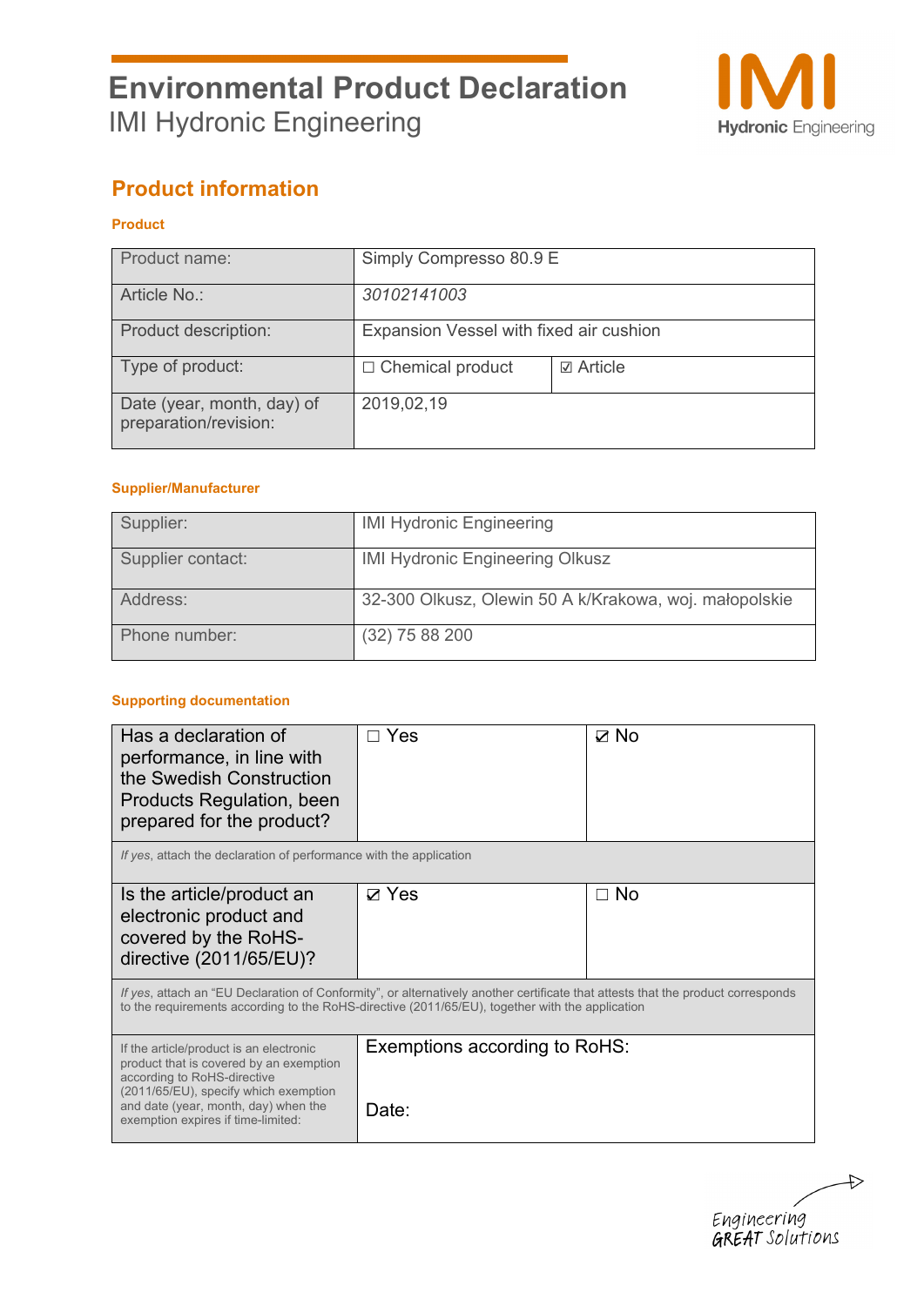# Environmental Product Declaration

IMI Hydronic Engineering

## Product information

### Product

| Product name: | Simply Compresso 80.9 E | |
|---|---|---|
| Article No.: | *30102141003* | |
| Product description: | Expansion Vessel with fixed air cushion | |
| Type of product: | ☐ Chemical product | ☑ Article |
| Date (year, month, day) of preparation/revision: | 2019,02,19 | |

### Supplier/Manufacturer

| Supplier: | IMI Hydronic Engineering |
|---|---|
| Supplier contact: | IMI Hydronic Engineering Olkusz |
| Address: | 32-300 Olkusz, Olewin 50 A k/Krakowa, woj. małopolskie |
| Phone number: | (32) 75 88 200 |

### Supporting documentation

| Has a declaration of performance, in line with the Swedish Construction Products Regulation, been prepared for the product? | ☐ Yes | ☑ No |
|---|---|---|
| *If yes*, attach the declaration of performance with the application | | |
| Is the article/product an electronic product and covered by the RoHS-directive (2011/65/EU)? | ☑ Yes | ☐ No |
| *If yes*, attach an "EU Declaration of Conformity", or alternatively another certificate that attests that the product corresponds to the requirements according to the RoHS-directive (2011/65/EU), together with the application | | |
| If the article/product is an electronic product that is covered by an exemption according to RoHS-directive (2011/65/EU), specify which exemption and date (year, month, day) when the exemption expires if time-limited: | Exemptions according to RoHS:<br><br>Date: | |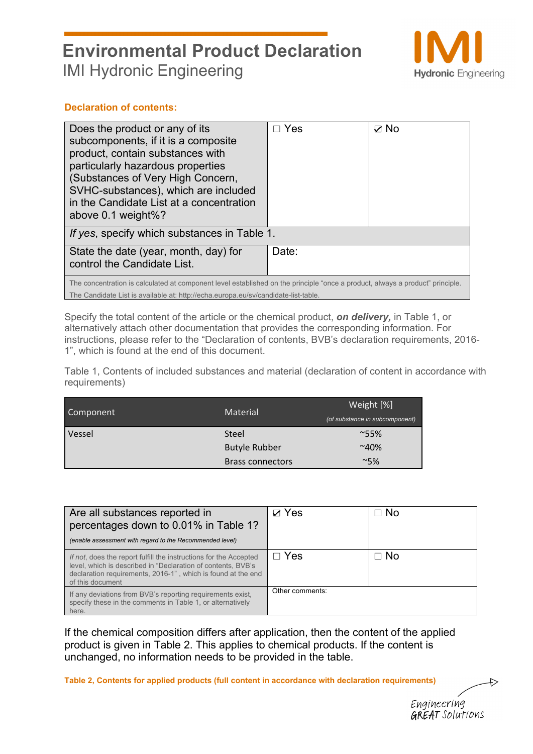# Environmental Product Declaration

IMI Hydronic Engineering

**Declaration of contents:**

| Does the product or any of its subcomponents, if it is a composite product, contain substances with particularly hazardous properties (Substances of Very High Concern, SVHC-substances), which are included in the Candidate List at a concentration above 0.1 weight%? | ☐ Yes | ☑ No |
|---|---|---|
| *If yes*, specify which substances in Table 1. | | |
| State the date (year, month, day) for control the Candidate List. | Date: | |
| The concentration is calculated at component level established on the principle "once a product, always a product" principle. The Candidate List is available at: http://echa.europa.eu/sv/candidate-list-table. | | |

Specify the total content of the article or the chemical product, ***on delivery,*** in Table 1, or alternatively attach other documentation that provides the corresponding information. For instructions, please refer to the "Declaration of contents, BVB's declaration requirements, 2016-1", which is found at the end of this document.

Table 1, Contents of included substances and material (declaration of content in accordance with requirements)

| Component | Material | Weight [%] *(of substance in subcomponent)* |
|---|---|---|
| Vessel | Steel | ~55% |
| | Butyle Rubber | ~40% |
| | Brass connectors | ~5% |

| Are all substances reported in percentages down to 0.01% in Table 1? *(enable assessment with regard to the Recommended level)* | ☑ Yes | ☐ No |
|---|---|---|
| *If not*, does the report fulfill the instructions for the Accepted level, which is described in "Declaration of contents, BVB's declaration requirements, 2016-1" , which is found at the end of this document | ☐ Yes | ☐ No |
| If any deviations from BVB's reporting requirements exist, specify these in the comments in Table 1, or alternatively here. | Other comments: | |

If the chemical composition differs after application, then the content of the applied product is given in Table 2. This applies to chemical products. If the content is unchanged, no information needs to be provided in the table.

**Table 2, Contents for applied products (full content in accordance with declaration requirements)**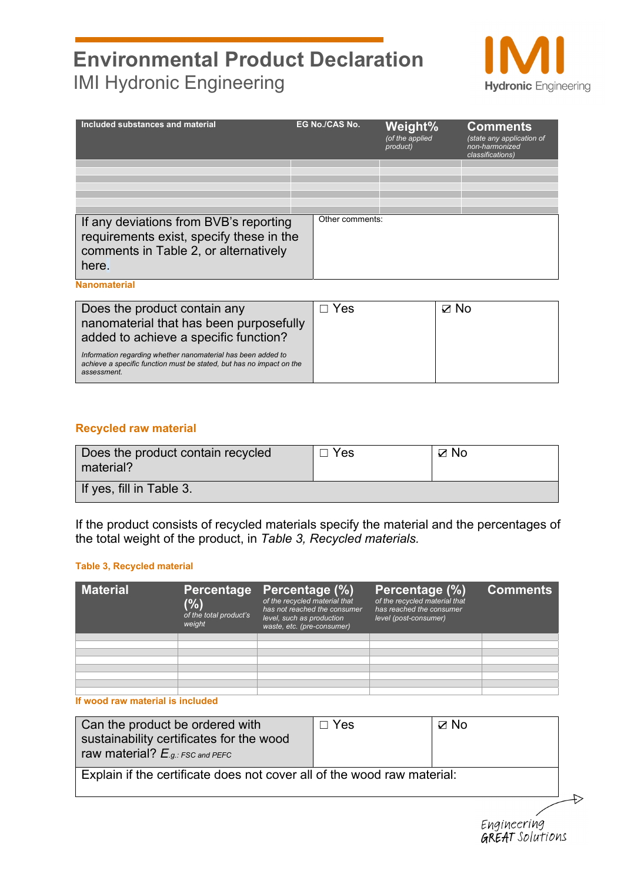# Environmental Product Declaration
## IMI Hydronic Engineering

| Included substances and material | EG No./CAS No. | Weight% *(of the applied product)* | Comments *(state any application of non-harmonized classifications)* |
|---|---|---|---|
| | | | |
| | | | |
| | | | |
| | | | |
| | | | |
| | | | |
| | | | |

| If any deviations from BVB's reporting requirements exist, specify these in the comments in Table 2, or alternatively here. | Other comments: |
|---|---|

**Nanomaterial**

| Does the product contain any nanomaterial that has been purposefully added to achieve a specific function? *Information regarding whether nanomaterial has been added to achieve a specific function must be stated, but has no impact on the assessment.* | ☐ Yes | ☑ No |
|---|---|---|

**Recycled raw material**

| Does the product contain recycled material? | ☐ Yes | ☑ No |
|---|---|---|
| If yes, fill in Table 3. | | |

If the product consists of recycled materials specify the material and the percentages of the total weight of the product, in *Table 3, Recycled materials.*

**Table 3, Recycled material**

| Material | Percentage (%) *of the total product's weight* | Percentage (%) *of the recycled material that has not reached the consumer level, such as production waste, etc. (pre-consumer)* | Percentage (%) *of the recycled material that has reached the consumer level (post-consumer)* | Comments |
|---|---|---|---|---|
| | | | | |
| | | | | |
| | | | | |
| | | | | |
| | | | | |
| | | | | |
| | | | | |
| | | | | |

**If wood raw material is included**

| Can the product be ordered with sustainability certificates for the wood raw material? *E.g.: FSC and PEFC* | ☐ Yes | ☑ No |
|---|---|---|
| Explain if the certificate does not cover all of the wood raw material: | | |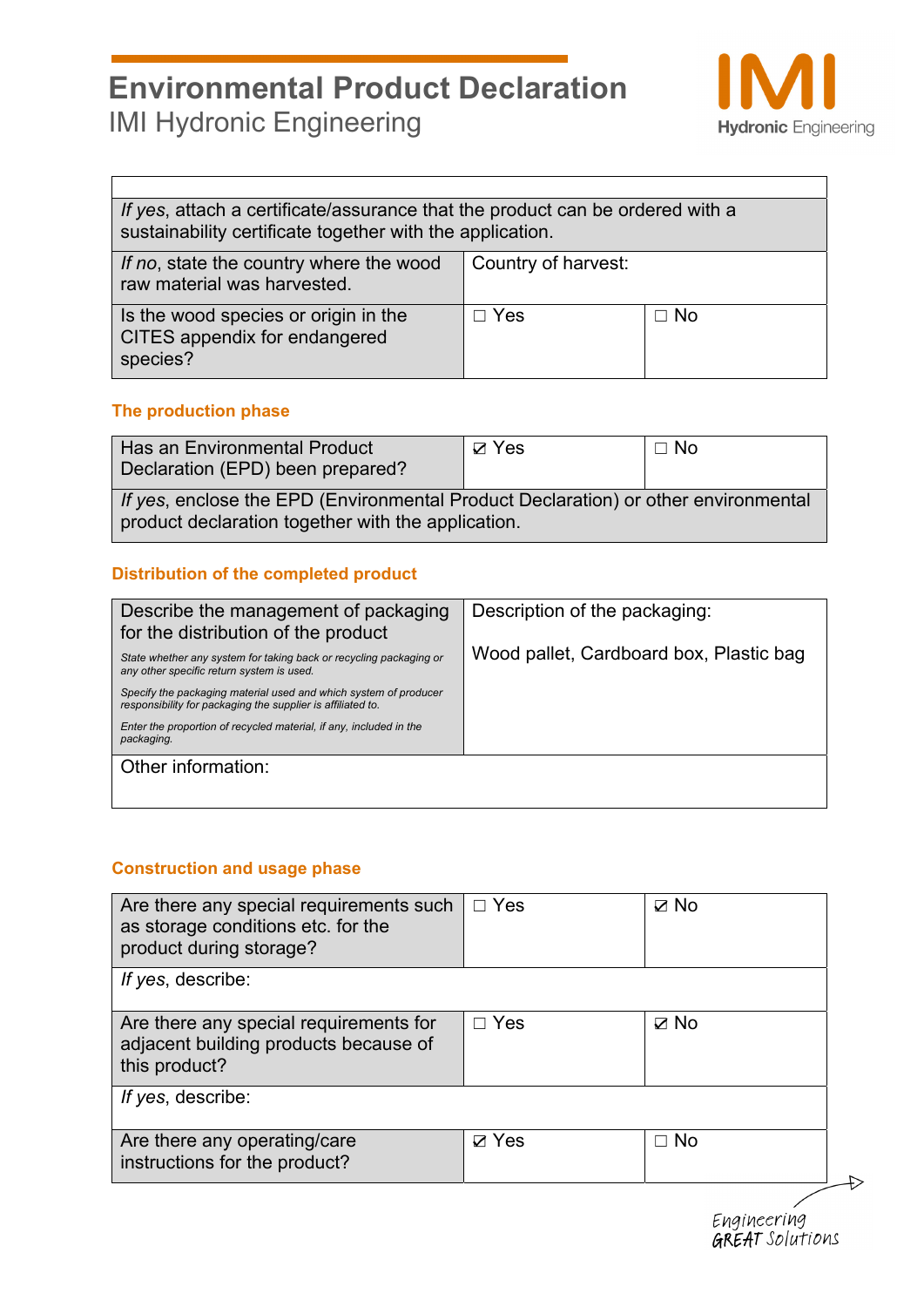| | | |
|---|---|---|
| *If yes*, attach a certificate/assurance that the product can be ordered with a sustainability certificate together with the application. | | |
| *If no*, state the country where the wood raw material was harvested. | Country of harvest: | |
| Is the wood species or origin in the CITES appendix for endangered species? | ☐ Yes | ☐ No |

### The production phase

| | | |
|---|---|---|
| Has an Environmental Product Declaration (EPD) been prepared? | ☑ Yes | ☐ No |
| *If yes*, enclose the EPD (Environmental Product Declaration) or other environmental product declaration together with the application. | | |

### Distribution of the completed product

| | |
|---|---|
| Describe the management of packaging for the distribution of the product<br>*State whether any system for taking back or recycling packaging or any other specific return system is used.*<br>*Specify the packaging material used and which system of producer responsibility for packaging the supplier is affiliated to.*<br>*Enter the proportion of recycled material, if any, included in the packaging.* | Description of the packaging:<br>Wood pallet, Cardboard box, Plastic bag |
| Other information: | |

### Construction and usage phase

| | | |
|---|---|---|
| Are there any special requirements such as storage conditions etc. for the product during storage? | ☐ Yes | ☑ No |
| *If yes*, describe: | | |
| Are there any special requirements for adjacent building products because of this product? | ☐ Yes | ☑ No |
| *If yes*, describe: | | |
| Are there any operating/care instructions for the product? | ☑ Yes | ☐ No |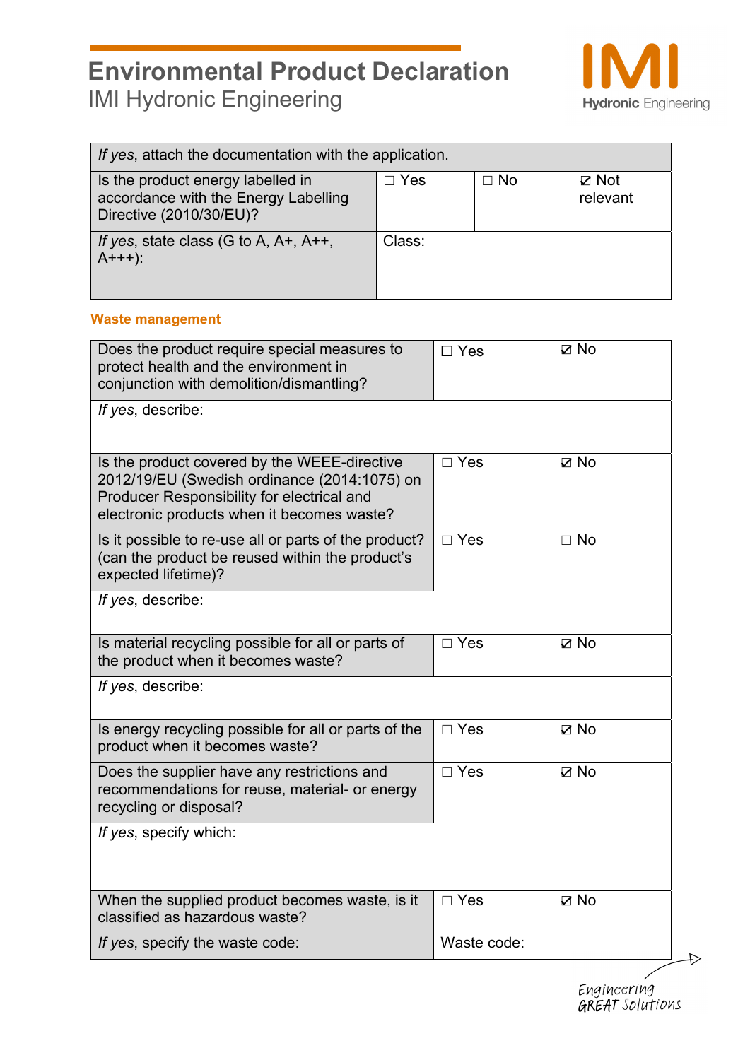| *If yes*, attach the documentation with the application. | | | |
|---|---|---|---|
| Is the product energy labelled in accordance with the Energy Labelling Directive (2010/30/EU)? | ☐ Yes | ☐ No | ☑ Not relevant |
| *If yes*, state class (G to A, A+, A++, A+++): | Class: | | |

**Waste management**

| Does the product require special measures to protect health and the environment in conjunction with demolition/dismantling? | ☐ Yes | ☑ No |
|---|---|---|
| *If yes*, describe: | | |
| Is the product covered by the WEEE-directive 2012/19/EU (Swedish ordinance (2014:1075) on Producer Responsibility for electrical and electronic products when it becomes waste? | ☐ Yes | ☑ No |
| Is it possible to re-use all or parts of the product? (can the product be reused within the product's expected lifetime)? | ☐ Yes | ☐ No |
| *If yes*, describe: | | |
| Is material recycling possible for all or parts of the product when it becomes waste? | ☐ Yes | ☑ No |
| *If yes*, describe: | | |
| Is energy recycling possible for all or parts of the product when it becomes waste? | ☐ Yes | ☑ No |
| Does the supplier have any restrictions and recommendations for reuse, material- or energy recycling or disposal? | ☐ Yes | ☑ No |
| *If yes*, specify which: | | |
| When the supplied product becomes waste, is it classified as hazardous waste? | ☐ Yes | ☑ No |
| *If yes*, specify the waste code: | Waste code: | |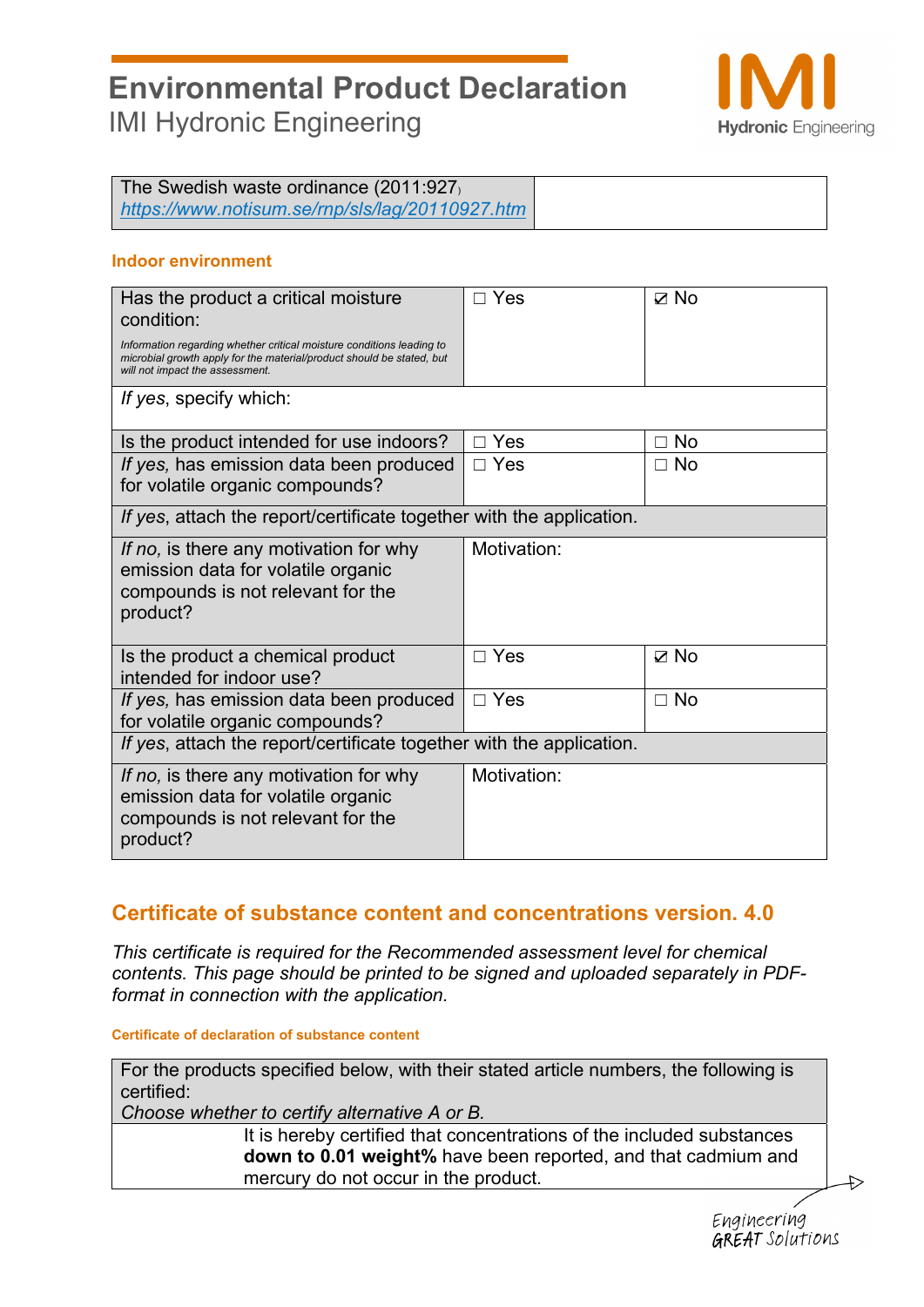| The Swedish waste ordinance (2011:927) https://www.notisum.se/rnp/sls/lag/20110927.htm | |
|---|---|

### Indoor environment

| Has the product a critical moisture condition: *Information regarding whether critical moisture conditions leading to microbial growth apply for the material/product should be stated, but will not impact the assessment.* | ☐ Yes | ☑ No |
|---|---|---|
| *If yes*, specify which: | | |
| Is the product intended for use indoors? | ☐ Yes | ☐ No |
| *If yes,* has emission data been produced for volatile organic compounds? | ☐ Yes | ☐ No |
| *If yes*, attach the report/certificate together with the application. | | |
| *If no,* is there any motivation for why emission data for volatile organic compounds is not relevant for the product? | Motivation: | |
| Is the product a chemical product intended for indoor use? | ☐ Yes | ☑ No |
| *If yes,* has emission data been produced for volatile organic compounds? | ☐ Yes | ☐ No |
| *If yes*, attach the report/certificate together with the application. | | |
| *If no,* is there any motivation for why emission data for volatile organic compounds is not relevant for the product? | Motivation: | |

## Certificate of substance content and concentrations version. 4.0

*This certificate is required for the Recommended assessment level for chemical contents. This page should be printed to be signed and uploaded separately in PDF-format in connection with the application.*

#### Certificate of declaration of substance content

| For the products specified below, with their stated article numbers, the following is certified: *Choose whether to certify alternative A or B.* | |
|---|---|
| | It is hereby certified that concentrations of the included substances **down to 0.01 weight%** have been reported, and that cadmium and mercury do not occur in the product. |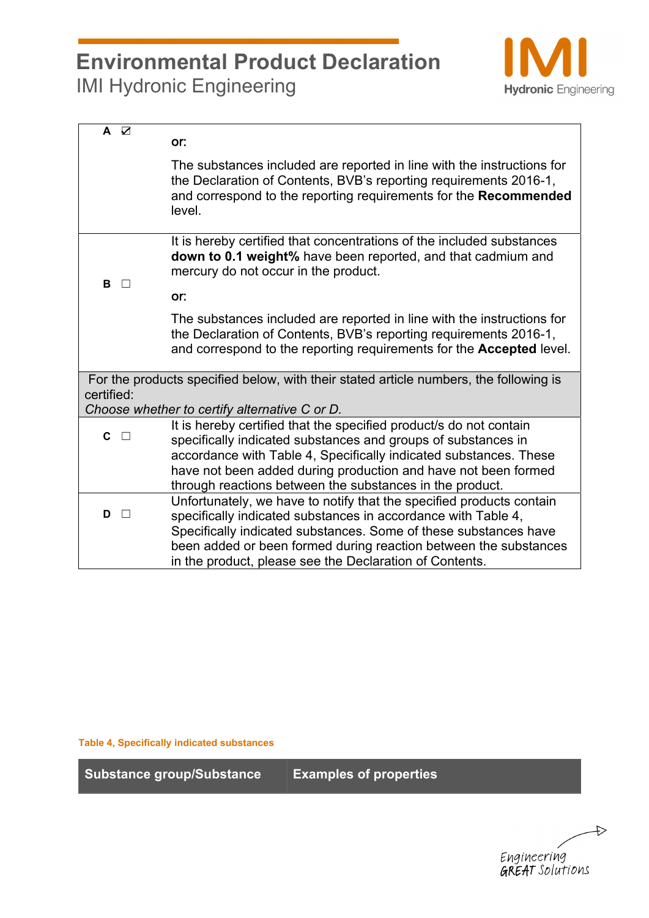| | |
|---|---|
| **A** ☑ | or:<br><br>The substances included are reported in line with the instructions for the Declaration of Contents, BVB's reporting requirements 2016-1, and correspond to the reporting requirements for the **Recommended** level. |
| **B** ☐ | It is hereby certified that concentrations of the included substances **down to 0.1 weight%** have been reported, and that cadmium and mercury do not occur in the product.<br><br>or:<br><br>The substances included are reported in line with the instructions for the Declaration of Contents, BVB's reporting requirements 2016-1, and correspond to the reporting requirements for the **Accepted** level. |
| For the products specified below, with their stated article numbers, the following is certified:<br>*Choose whether to certify alternative C or D.* | |
| **C** ☐ | It is hereby certified that the specified product/s do not contain specifically indicated substances and groups of substances in accordance with Table 4, Specifically indicated substances. These have not been added during production and have not been formed through reactions between the substances in the product. |
| **D** ☐ | Unfortunately, we have to notify that the specified products contain specifically indicated substances in accordance with Table 4, Specifically indicated substances. Some of these substances have been added or been formed during reaction between the substances in the product, please see the Declaration of Contents. |

**Table 4, Specifically indicated substances**

| Substance group/Substance | Examples of properties |
|---|---|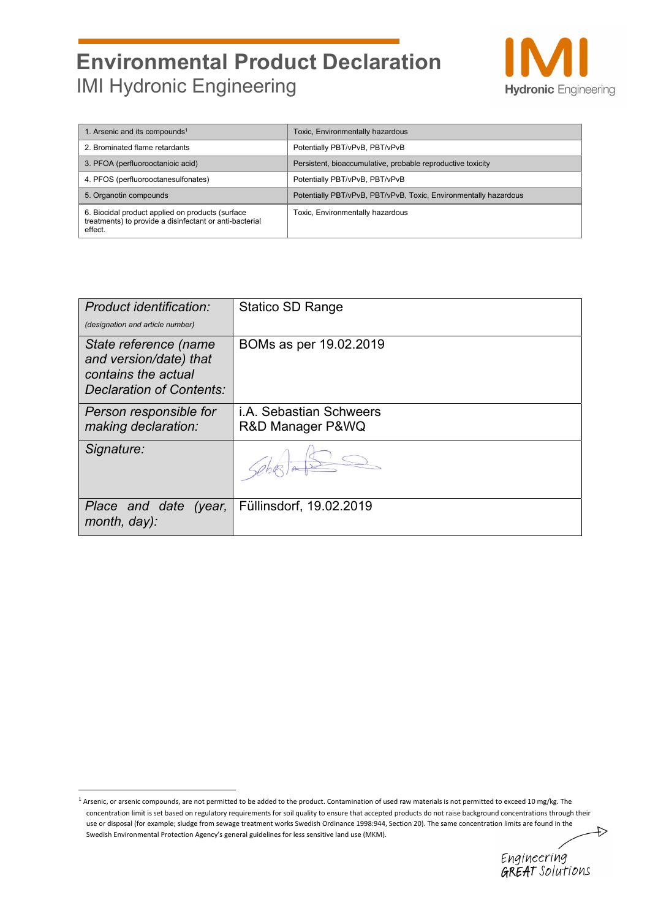| | |
|---|---|
| 1. Arsenic and its compounds[1] | Toxic, Environmentally hazardous |
| 2. Brominated flame retardants | Potentially PBT/vPvB, PBT/vPvB |
| 3. PFOA (perfluorooctanioic acid) | Persistent, bioaccumulative, probable reproductive toxicity |
| 4. PFOS (perfluorooctanesulfonates) | Potentially PBT/vPvB, PBT/vPvB |
| 5. Organotin compounds | Potentially PBT/vPvB, PBT/vPvB, Toxic, Environmentally hazardous |
| 6. Biocidal product applied on products (surface treatments) to provide a disinfectant or anti-bacterial effect. | Toxic, Environmentally hazardous |

| | |
|---|---|
| *Product identification:* *(designation and article number)* | Statico SD Range |
| *State reference (name and version/date) that contains the actual Declaration of Contents:* | BOMs as per 19.02.2019 |
| *Person responsible for making declaration:* | i.A. Sebastian Schweers R&D Manager P&WQ |
| *Signature:* | |
| *Place and date (year, month, day):* | Füllinsdorf, 19.02.2019 |

[1] Arsenic, or arsenic compounds, are not permitted to be added to the product. Contamination of used raw materials is not permitted to exceed 10 mg/kg. The concentration limit is set based on regulatory requirements for soil quality to ensure that accepted products do not raise background concentrations through their use or disposal (for example; sludge from sewage treatment works Swedish Ordinance 1998:944, Section 20). The same concentration limits are found in the Swedish Environmental Protection Agency's general guidelines for less sensitive land use (MKM).